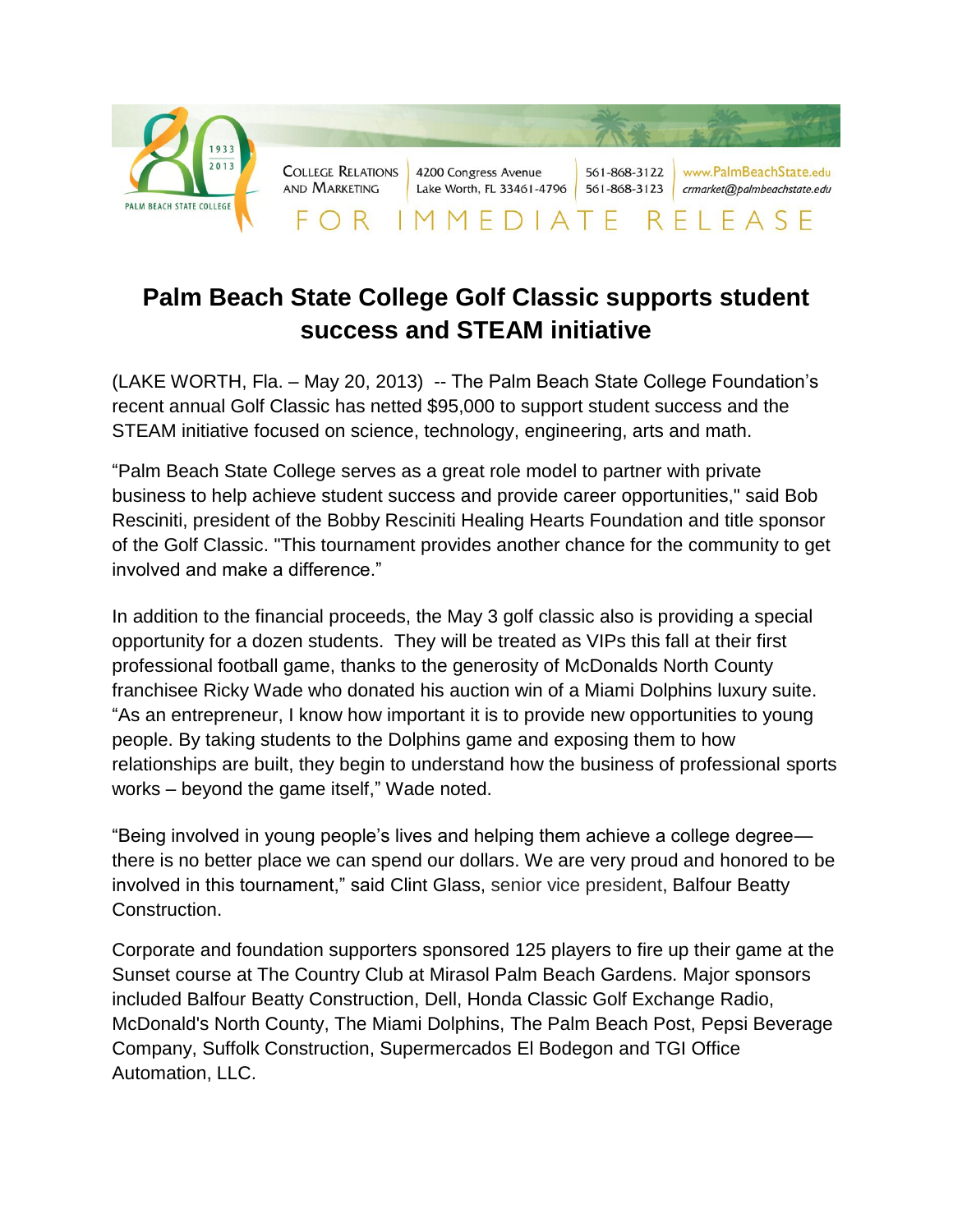PALM BEACH STATE COLLEGE 1933 2013

COLLEGE RELATIONS AND MARKETING | 4200 Congress Avenue Lake Worth, FL 33461-4796 | 561-868-3122 561-868-3123 | www.PalmBeachState.edu crmarket@palmbeachstate.edu

FOR IMMEDIATE RELEASE

# Palm Beach State College Golf Classic supports student success and STEAM initiative

(LAKE WORTH, Fla. – May 20, 2013) -- The Palm Beach State College Foundation's recent annual Golf Classic has netted $95,000 to support student success and the STEAM initiative focused on science, technology, engineering, arts and math.

"Palm Beach State College serves as a great role model to partner with private business to help achieve student success and provide career opportunities," said Bob Resciniti, president of the Bobby Resciniti Healing Hearts Foundation and title sponsor of the Golf Classic. "This tournament provides another chance for the community to get involved and make a difference."

In addition to the financial proceeds, the May 3 golf classic also is providing a special opportunity for a dozen students. They will be treated as VIPs this fall at their first professional football game, thanks to the generosity of McDonalds North County franchisee Ricky Wade who donated his auction win of a Miami Dolphins luxury suite. "As an entrepreneur, I know how important it is to provide new opportunities to young people. By taking students to the Dolphins game and exposing them to how relationships are built, they begin to understand how the business of professional sports works – beyond the game itself," Wade noted.

"Being involved in young people's lives and helping them achieve a college degree—there is no better place we can spend our dollars. We are very proud and honored to be involved in this tournament," said Clint Glass, senior vice president, Balfour Beatty Construction.

Corporate and foundation supporters sponsored 125 players to fire up their game at the Sunset course at The Country Club at Mirasol Palm Beach Gardens. Major sponsors included Balfour Beatty Construction, Dell, Honda Classic Golf Exchange Radio, McDonald's North County, The Miami Dolphins, The Palm Beach Post, Pepsi Beverage Company, Suffolk Construction, Supermercados El Bodegon and TGI Office Automation, LLC.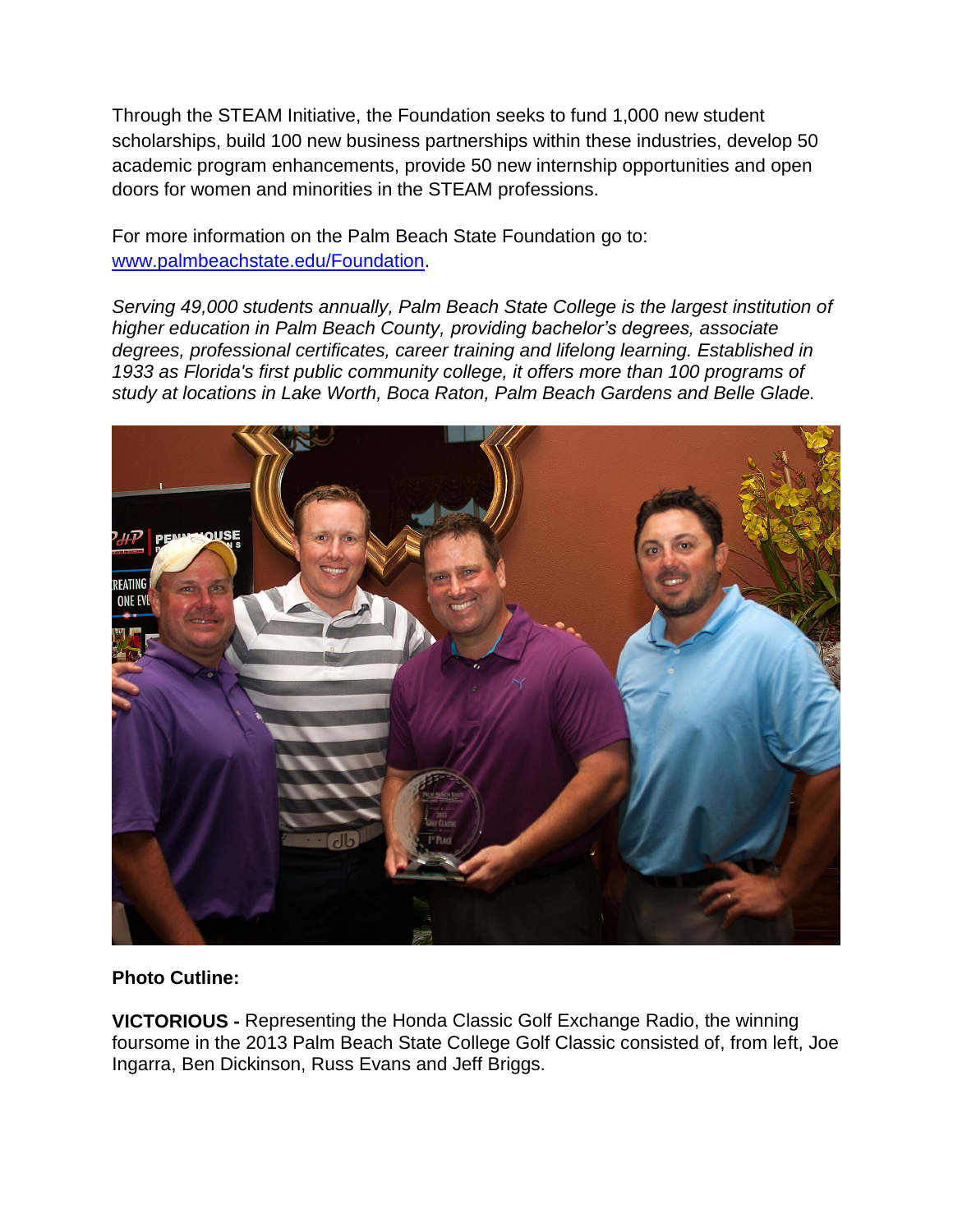Through the STEAM Initiative, the Foundation seeks to fund 1,000 new student scholarships, build 100 new business partnerships within these industries, develop 50 academic program enhancements, provide 50 new internship opportunities and open doors for women and minorities in the STEAM professions.

For more information on the Palm Beach State Foundation go to: [www.palmbeachstate.edu/Foundation](www.palmbeachstate.edu/Foundation).

*Serving 49,000 students annually, Palm Beach State College is the largest institution of higher education in Palm Beach County, providing bachelor's degrees, associate degrees, professional certificates, career training and lifelong learning. Established in 1933 as Florida's first public community college, it offers more than 100 programs of study at locations in Lake Worth, Boca Raton, Palm Beach Gardens and Belle Glade.*

**Photo Cutline:**

**VICTORIOUS -** Representing the Honda Classic Golf Exchange Radio, the winning foursome in the 2013 Palm Beach State College Golf Classic consisted of, from left, Joe Ingarra, Ben Dickinson, Russ Evans and Jeff Briggs.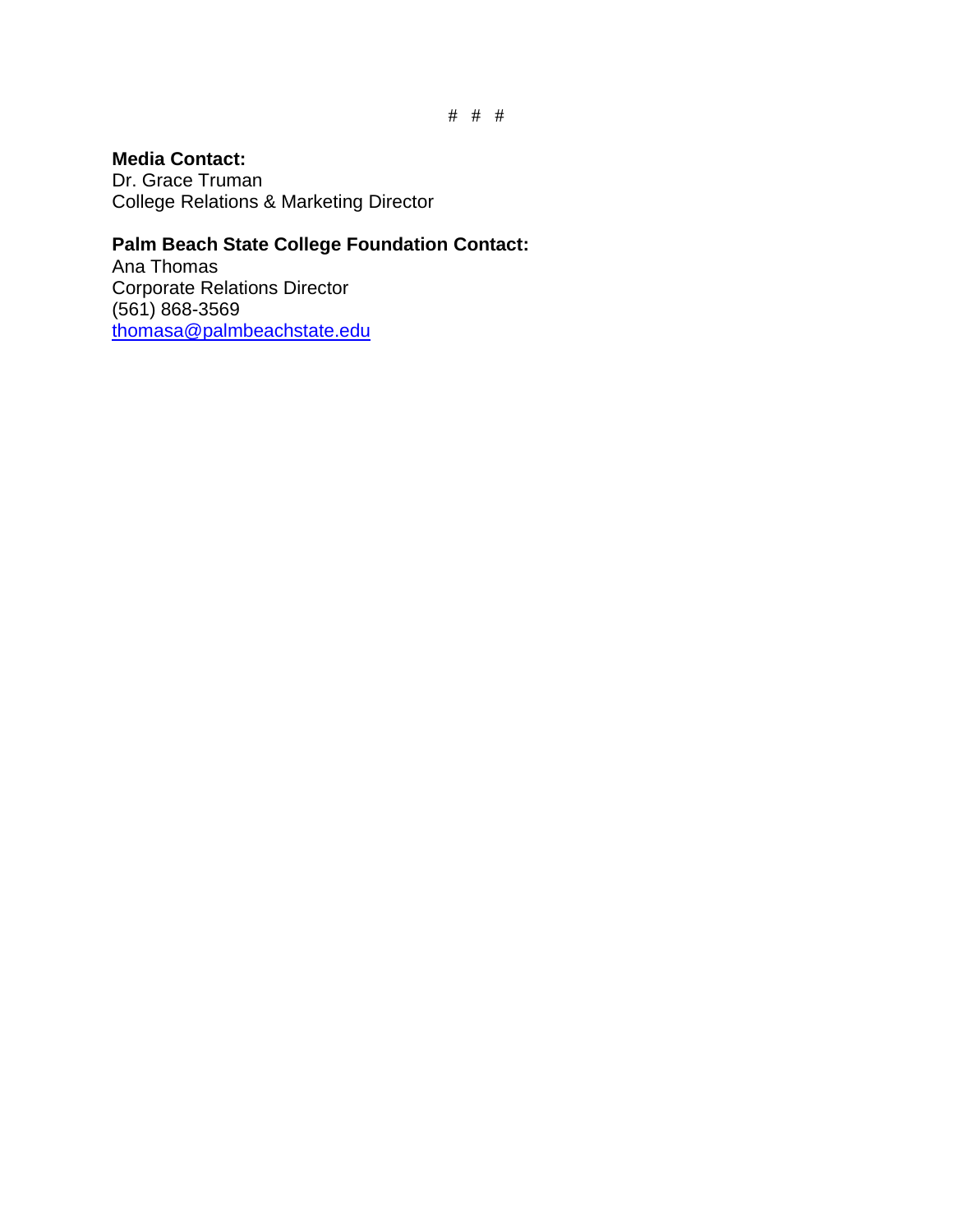# # #

**Media Contact:**
Dr. Grace Truman
College Relations & Marketing Director

**Palm Beach State College Foundation Contact:**
Ana Thomas
Corporate Relations Director
(561) 868-3569
thomasa@palmbeachstate.edu